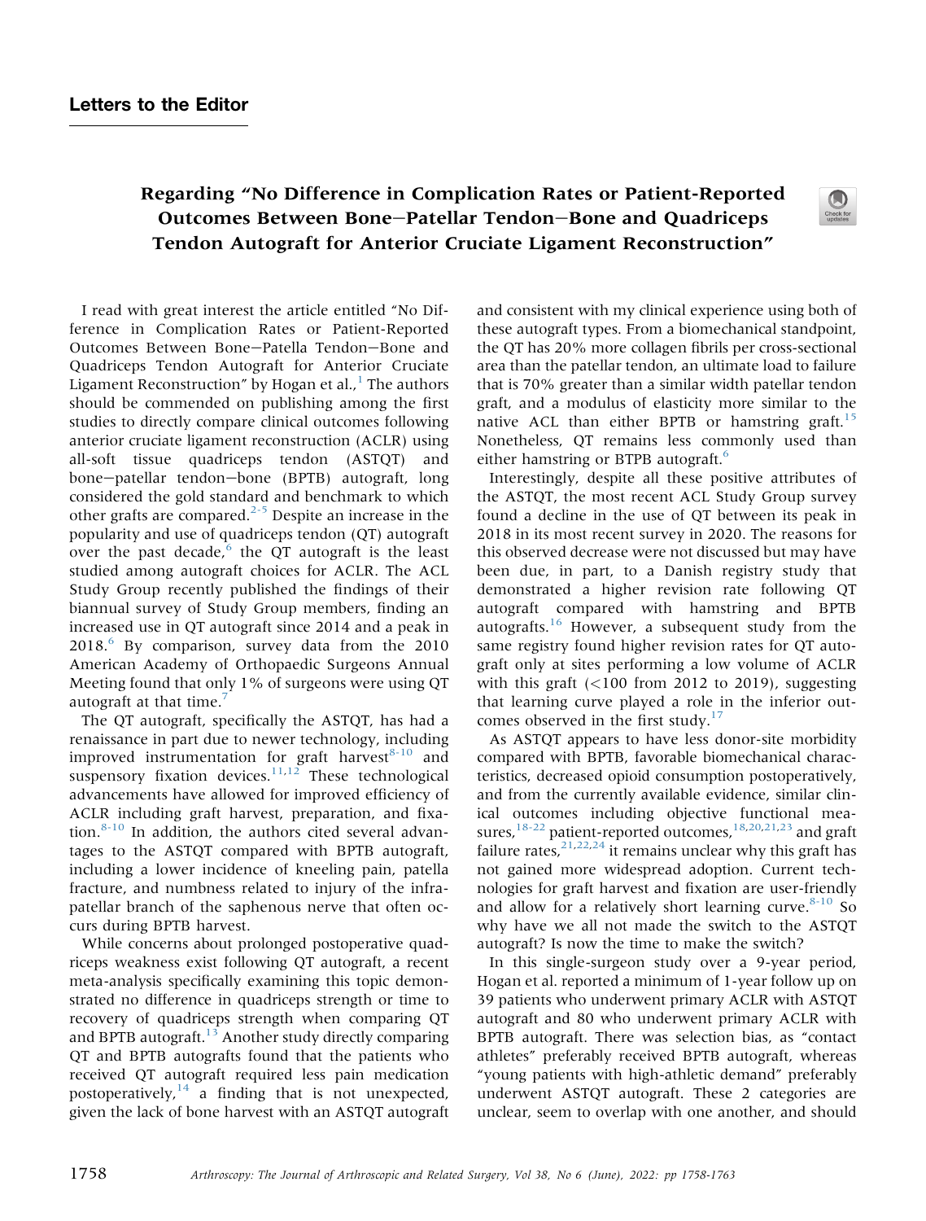## Letters to the Editor

# Regarding "No Difference in Complication Rates or Patient-Reported Outcomes Between Bone−Patella Tendon−Bone and Quadriceps Tendon Autograft for Anterior Cruciate Ligament Reconstruction"

I read with great interest the article entitled "No Difference in Complication Rates or Patient-Reported Outcomes Between Bone−Patella Tendon−Bone and Quadriceps Tendon Autograft for Anterior Cruciate Ligament Reconstruction" by Hogan et al.,[1] The authors should be commended on publishing among the first studies to directly compare clinical outcomes following anterior cruciate ligament reconstruction (ACLR) using all-soft tissue quadriceps tendon (ASTQT) and bone−patellar tendon−bone (BPTB) autograft, long considered the gold standard and benchmark to which other grafts are compared.[2-5] Despite an increase in the popularity and use of quadriceps tendon (QT) autograft over the past decade,[6] the QT autograft is the least studied among autograft choices for ACLR. The ACL Study Group recently published the findings of their biannual survey of Study Group members, finding an increased use in QT autograft since 2014 and a peak in 2018.[6] By comparison, survey data from the 2010 American Academy of Orthopaedic Surgeons Annual Meeting found that only 1% of surgeons were using QT autograft at that time.[7]

The QT autograft, specifically the ASTQT, has had a renaissance in part due to newer technology, including improved instrumentation for graft harvest[8-10] and suspensory fixation devices.[11,12] These technological advancements have allowed for improved efficiency of ACLR including graft harvest, preparation, and fixation.[8-10] In addition, the authors cited several advantages to the ASTQT compared with BPTB autograft, including a lower incidence of kneeling pain, patella fracture, and numbness related to injury of the infrapatellar branch of the saphenous nerve that often occurs during BPTB harvest.

While concerns about prolonged postoperative quadriceps weakness exist following QT autograft, a recent meta-analysis specifically examining this topic demonstrated no difference in quadriceps strength or time to recovery of quadriceps strength when comparing QT and BPTB autograft.[13] Another study directly comparing QT and BPTB autografts found that the patients who received QT autograft required less pain medication postoperatively,[14] a finding that is not unexpected, given the lack of bone harvest with an ASTQT autograft and consistent with my clinical experience using both of these autograft types. From a biomechanical standpoint, the QT has 20% more collagen fibrils per cross-sectional area than the patellar tendon, an ultimate load to failure that is 70% greater than a similar width patellar tendon graft, and a modulus of elasticity more similar to the native ACL than either BPTB or hamstring graft.[15] Nonetheless, QT remains less commonly used than either hamstring or BTPB autograft.[6]

Interestingly, despite all these positive attributes of the ASTQT, the most recent ACL Study Group survey found a decline in the use of QT between its peak in 2018 in its most recent survey in 2020. The reasons for this observed decrease were not discussed but may have been due, in part, to a Danish registry study that demonstrated a higher revision rate following QT autograft compared with hamstring and BPTB autografts.[16] However, a subsequent study from the same registry found higher revision rates for QT autograft only at sites performing a low volume of ACLR with this graft (<100 from 2012 to 2019), suggesting that learning curve played a role in the inferior outcomes observed in the first study.[17]

As ASTQT appears to have less donor-site morbidity compared with BPTB, favorable biomechanical characteristics, decreased opioid consumption postoperatively, and from the currently available evidence, similar clinical outcomes including objective functional measures,[18-22] patient-reported outcomes,[18,20,21,23] and graft failure rates,[21,22,24] it remains unclear why this graft has not gained more widespread adoption. Current technologies for graft harvest and fixation are user-friendly and allow for a relatively short learning curve.[8-10] So why have we all not made the switch to the ASTQT autograft? Is now the time to make the switch?

In this single-surgeon study over a 9-year period, Hogan et al. reported a minimum of 1-year follow up on 39 patients who underwent primary ACLR with ASTQT autograft and 80 who underwent primary ACLR with BPTB autograft. There was selection bias, as "contact athletes" preferably received BPTB autograft, whereas "young patients with high-athletic demand" preferably underwent ASTQT autograft. These 2 categories are unclear, seem to overlap with one another, and should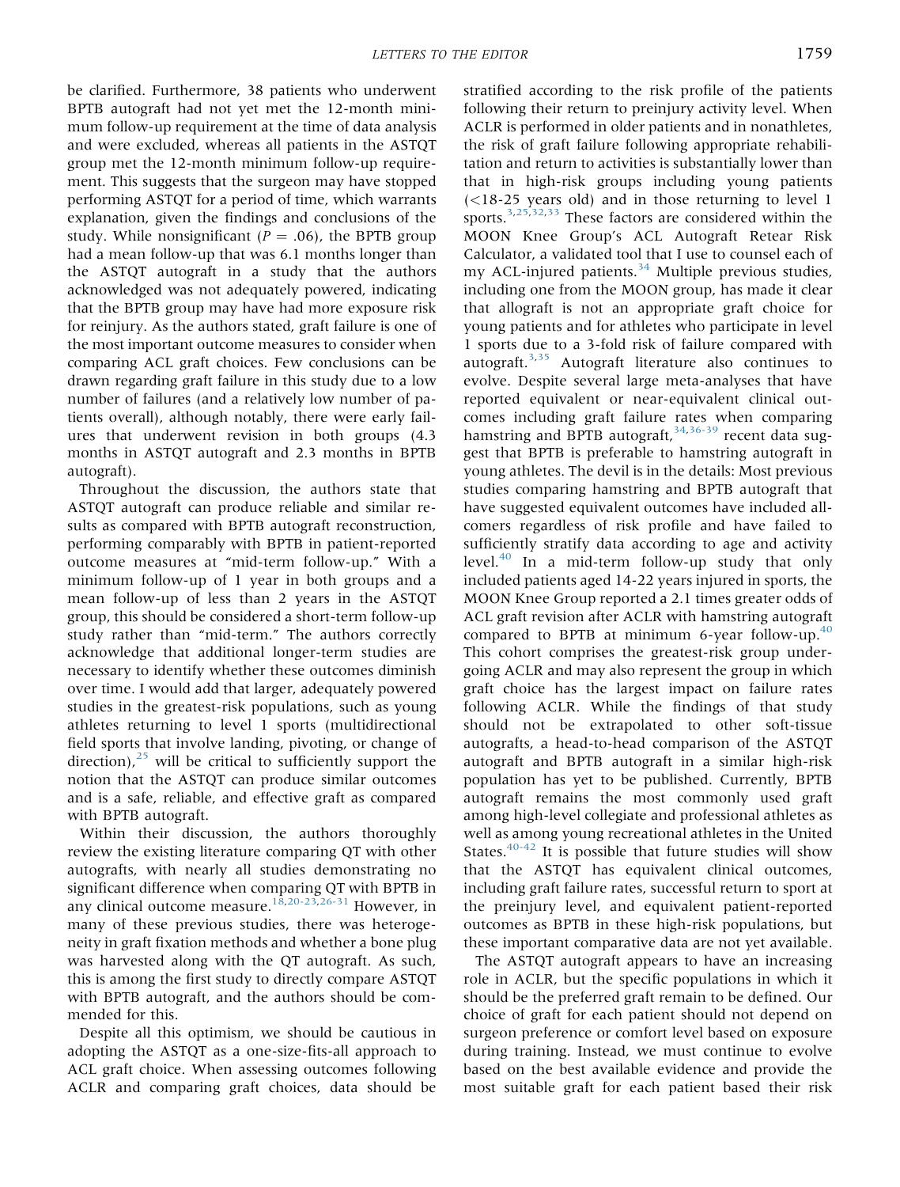be clarified. Furthermore, 38 patients who underwent BPTB autograft had not yet met the 12-month minimum follow-up requirement at the time of data analysis and were excluded, whereas all patients in the ASTQT group met the 12-month minimum follow-up requirement. This suggests that the surgeon may have stopped performing ASTQT for a period of time, which warrants explanation, given the findings and conclusions of the study. While nonsignificant ($P = .06$), the BPTB group had a mean follow-up that was 6.1 months longer than the ASTQT autograft in a study that the authors acknowledged was not adequately powered, indicating that the BPTB group may have had more exposure risk for reinjury. As the authors stated, graft failure is one of the most important outcome measures to consider when comparing ACL graft choices. Few conclusions can be drawn regarding graft failure in this study due to a low number of failures (and a relatively low number of patients overall), although notably, there were early failures that underwent revision in both groups (4.3 months in ASTQT autograft and 2.3 months in BPTB autograft).

Throughout the discussion, the authors state that ASTQT autograft can produce reliable and similar results as compared with BPTB autograft reconstruction, performing comparably with BPTB in patient-reported outcome measures at "mid-term follow-up." With a minimum follow-up of 1 year in both groups and a mean follow-up of less than 2 years in the ASTQT group, this should be considered a short-term follow-up study rather than "mid-term." The authors correctly acknowledge that additional longer-term studies are necessary to identify whether these outcomes diminish over time. I would add that larger, adequately powered studies in the greatest-risk populations, such as young athletes returning to level 1 sports (multidirectional field sports that involve landing, pivoting, or change of direction),[25] will be critical to sufficiently support the notion that the ASTQT can produce similar outcomes and is a safe, reliable, and effective graft as compared with BPTB autograft.

Within their discussion, the authors thoroughly review the existing literature comparing QT with other autografts, with nearly all studies demonstrating no significant difference when comparing QT with BPTB in any clinical outcome measure.[18,20-23,26-31] However, in many of these previous studies, there was heterogeneity in graft fixation methods and whether a bone plug was harvested along with the QT autograft. As such, this is among the first study to directly compare ASTQT with BPTB autograft, and the authors should be commended for this.

Despite all this optimism, we should be cautious in adopting the ASTQT as a one-size-fits-all approach to ACL graft choice. When assessing outcomes following ACLR and comparing graft choices, data should be stratified according to the risk profile of the patients following their return to preinjury activity level. When ACLR is performed in older patients and in nonathletes, the risk of graft failure following appropriate rehabilitation and return to activities is substantially lower than that in high-risk groups including young patients (<18-25 years old) and in those returning to level 1 sports.[3,25,32,33] These factors are considered within the MOON Knee Group's ACL Autograft Retear Risk Calculator, a validated tool that I use to counsel each of my ACL-injured patients.[34] Multiple previous studies, including one from the MOON group, has made it clear that allograft is not an appropriate graft choice for young patients and for athletes who participate in level 1 sports due to a 3-fold risk of failure compared with autograft.[3,35] Autograft literature also continues to evolve. Despite several large meta-analyses that have reported equivalent or near-equivalent clinical outcomes including graft failure rates when comparing hamstring and BPTB autograft,[34,36-39] recent data suggest that BPTB is preferable to hamstring autograft in young athletes. The devil is in the details: Most previous studies comparing hamstring and BPTB autograft that have suggested equivalent outcomes have included all-comers regardless of risk profile and have failed to sufficiently stratify data according to age and activity level.[40] In a mid-term follow-up study that only included patients aged 14-22 years injured in sports, the MOON Knee Group reported a 2.1 times greater odds of ACL graft revision after ACLR with hamstring autograft compared to BPTB at minimum 6-year follow-up.[40] This cohort comprises the greatest-risk group undergoing ACLR and may also represent the group in which graft choice has the largest impact on failure rates following ACLR. While the findings of that study should not be extrapolated to other soft-tissue autografts, a head-to-head comparison of the ASTQT autograft and BPTB autograft in a similar high-risk population has yet to be published. Currently, BPTB autograft remains the most commonly used graft among high-level collegiate and professional athletes as well as among young recreational athletes in the United States.[40-42] It is possible that future studies will show that the ASTQT has equivalent clinical outcomes, including graft failure rates, successful return to sport at the preinjury level, and equivalent patient-reported outcomes as BPTB in these high-risk populations, but these important comparative data are not yet available.

The ASTQT autograft appears to have an increasing role in ACLR, but the specific populations in which it should be the preferred graft remain to be defined. Our choice of graft for each patient should not depend on surgeon preference or comfort level based on exposure during training. Instead, we must continue to evolve based on the best available evidence and provide the most suitable graft for each patient based their risk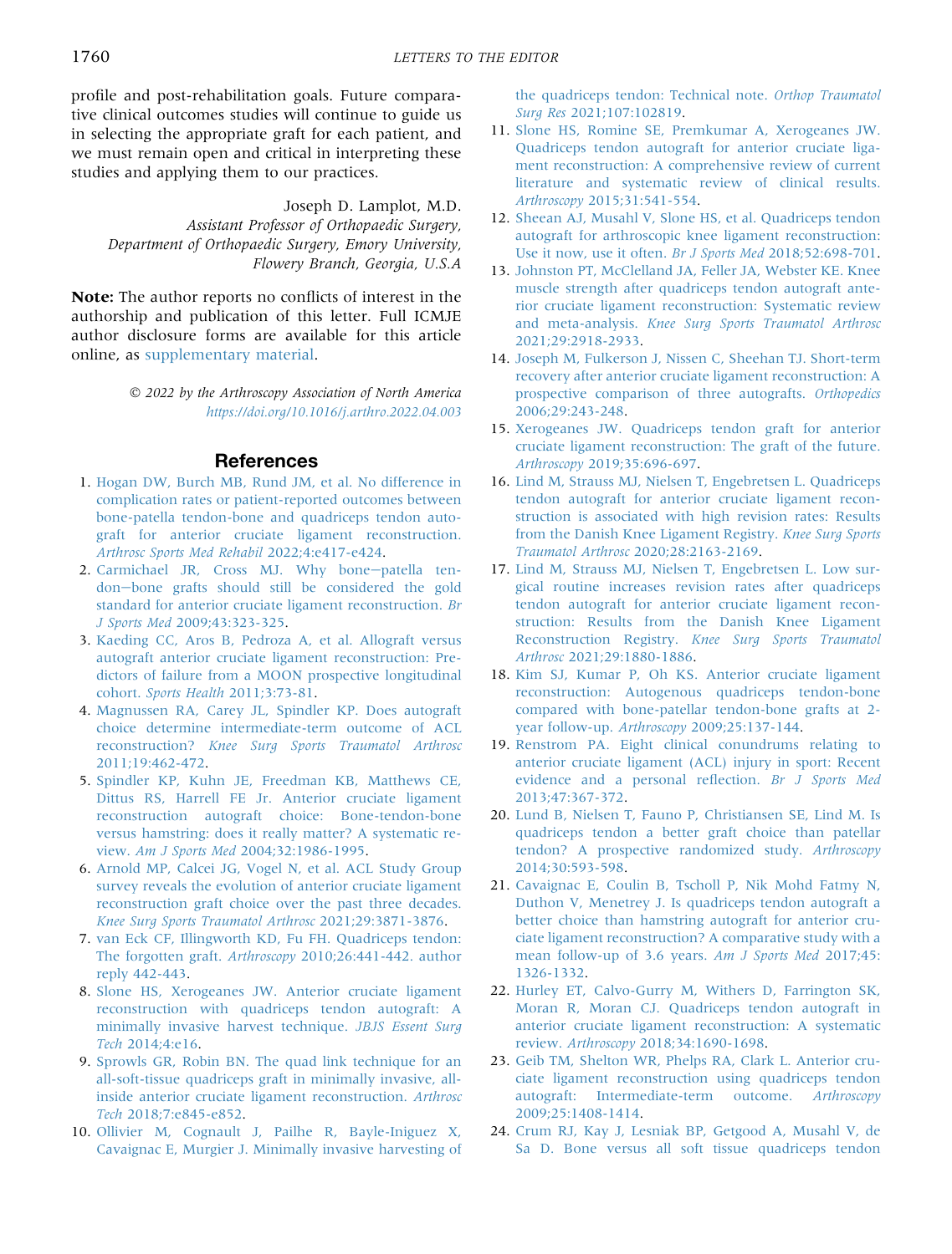profile and post-rehabilitation goals. Future comparative clinical outcomes studies will continue to guide us in selecting the appropriate graft for each patient, and we must remain open and critical in interpreting these studies and applying them to our practices.

Joseph D. Lamplot, M.D.
*Assistant Professor of Orthopaedic Surgery, Department of Orthopaedic Surgery, Emory University, Flowery Branch, Georgia, U.S.A*

**Note:** The author reports no conflicts of interest in the authorship and publication of this letter. Full ICMJE author disclosure forms are available for this article online, as supplementary material.

*© 2022 by the Arthroscopy Association of North America*
*https://doi.org/10.1016/j.arthro.2022.04.003*

## References

1. Hogan DW, Burch MB, Rund JM, et al. No difference in complication rates or patient-reported outcomes between bone-patella tendon-bone and quadriceps tendon autograft for anterior cruciate ligament reconstruction. *Arthrosc Sports Med Rehabil* 2022;4:e417-e424.
2. Carmichael JR, Cross MJ. Why bone−patella tendon−bone grafts should still be considered the gold standard for anterior cruciate ligament reconstruction. *Br J Sports Med* 2009;43:323-325.
3. Kaeding CC, Aros B, Pedroza A, et al. Allograft versus autograft anterior cruciate ligament reconstruction: Predictors of failure from a MOON prospective longitudinal cohort. *Sports Health* 2011;3:73-81.
4. Magnussen RA, Carey JL, Spindler KP. Does autograft choice determine intermediate-term outcome of ACL reconstruction? *Knee Surg Sports Traumatol Arthrosc* 2011;19:462-472.
5. Spindler KP, Kuhn JE, Freedman KB, Matthews CE, Dittus RS, Harrell FE Jr. Anterior cruciate ligament reconstruction autograft choice: Bone-tendon-bone versus hamstring: does it really matter? A systematic review. *Am J Sports Med* 2004;32:1986-1995.
6. Arnold MP, Calcei JG, Vogel N, et al. ACL Study Group survey reveals the evolution of anterior cruciate ligament reconstruction graft choice over the past three decades. *Knee Surg Sports Traumatol Arthrosc* 2021;29:3871-3876.
7. van Eck CF, Illingworth KD, Fu FH. Quadriceps tendon: The forgotten graft. *Arthroscopy* 2010;26:441-442. author reply 442-443.
8. Slone HS, Xerogeanes JW. Anterior cruciate ligament reconstruction with quadriceps tendon autograft: A minimally invasive harvest technique. *JBJS Essent Surg Tech* 2014;4:e16.
9. Sprowls GR, Robin BN. The quad link technique for an all-soft-tissue quadriceps graft in minimally invasive, all-inside anterior cruciate ligament reconstruction. *Arthrosc Tech* 2018;7:e845-e852.
10. Ollivier M, Cognault J, Pailhe R, Bayle-Iniguez X, Cavaignac E, Murgier J. Minimally invasive harvesting of the quadriceps tendon: Technical note. *Orthop Traumatol Surg Res* 2021;107:102819.
11. Slone HS, Romine SE, Premkumar A, Xerogeanes JW. Quadriceps tendon autograft for anterior cruciate ligament reconstruction: A comprehensive review of current literature and systematic review of clinical results. *Arthroscopy* 2015;31:541-554.
12. Sheean AJ, Musahl V, Slone HS, et al. Quadriceps tendon autograft for arthroscopic knee ligament reconstruction: Use it now, use it often. *Br J Sports Med* 2018;52:698-701.
13. Johnston PT, McClelland JA, Feller JA, Webster KE. Knee muscle strength after quadriceps tendon autograft anterior cruciate ligament reconstruction: Systematic review and meta-analysis. *Knee Surg Sports Traumatol Arthrosc* 2021;29:2918-2933.
14. Joseph M, Fulkerson J, Nissen C, Sheehan TJ. Short-term recovery after anterior cruciate ligament reconstruction: A prospective comparison of three autografts. *Orthopedics* 2006;29:243-248.
15. Xerogeanes JW. Quadriceps tendon graft for anterior cruciate ligament reconstruction: The graft of the future. *Arthroscopy* 2019;35:696-697.
16. Lind M, Strauss MJ, Nielsen T, Engebretsen L. Quadriceps tendon autograft for anterior cruciate ligament reconstruction is associated with high revision rates: Results from the Danish Knee Ligament Registry. *Knee Surg Sports Traumatol Arthrosc* 2020;28:2163-2169.
17. Lind M, Strauss MJ, Nielsen T, Engebretsen L. Low surgical routine increases revision rates after quadriceps tendon autograft for anterior cruciate ligament reconstruction: Results from the Danish Knee Ligament Reconstruction Registry. *Knee Surg Sports Traumatol Arthrosc* 2021;29:1880-1886.
18. Kim SJ, Kumar P, Oh KS. Anterior cruciate ligament reconstruction: Autogenous quadriceps tendon-bone compared with bone-patellar tendon-bone grafts at 2-year follow-up. *Arthroscopy* 2009;25:137-144.
19. Renstrom PA. Eight clinical conundrums relating to anterior cruciate ligament (ACL) injury in sport: Recent evidence and a personal reflection. *Br J Sports Med* 2013;47:367-372.
20. Lund B, Nielsen T, Fauno P, Christiansen SE, Lind M. Is quadriceps tendon a better graft choice than patellar tendon? A prospective randomized study. *Arthroscopy* 2014;30:593-598.
21. Cavaignac E, Coulin B, Tscholl P, Nik Mohd Fatmy N, Duthon V, Menetrey J. Is quadriceps tendon autograft a better choice than hamstring autograft for anterior cruciate ligament reconstruction? A comparative study with a mean follow-up of 3.6 years. *Am J Sports Med* 2017;45:1326-1332.
22. Hurley ET, Calvo-Gurry M, Withers D, Farrington SK, Moran R, Moran CJ. Quadriceps tendon autograft in anterior cruciate ligament reconstruction: A systematic review. *Arthroscopy* 2018;34:1690-1698.
23. Geib TM, Shelton WR, Phelps RA, Clark L. Anterior cruciate ligament reconstruction using quadriceps tendon autograft: Intermediate-term outcome. *Arthroscopy* 2009;25:1408-1414.
24. Crum RJ, Kay J, Lesniak BP, Getgood A, Musahl V, de Sa D. Bone versus all soft tissue quadriceps tendon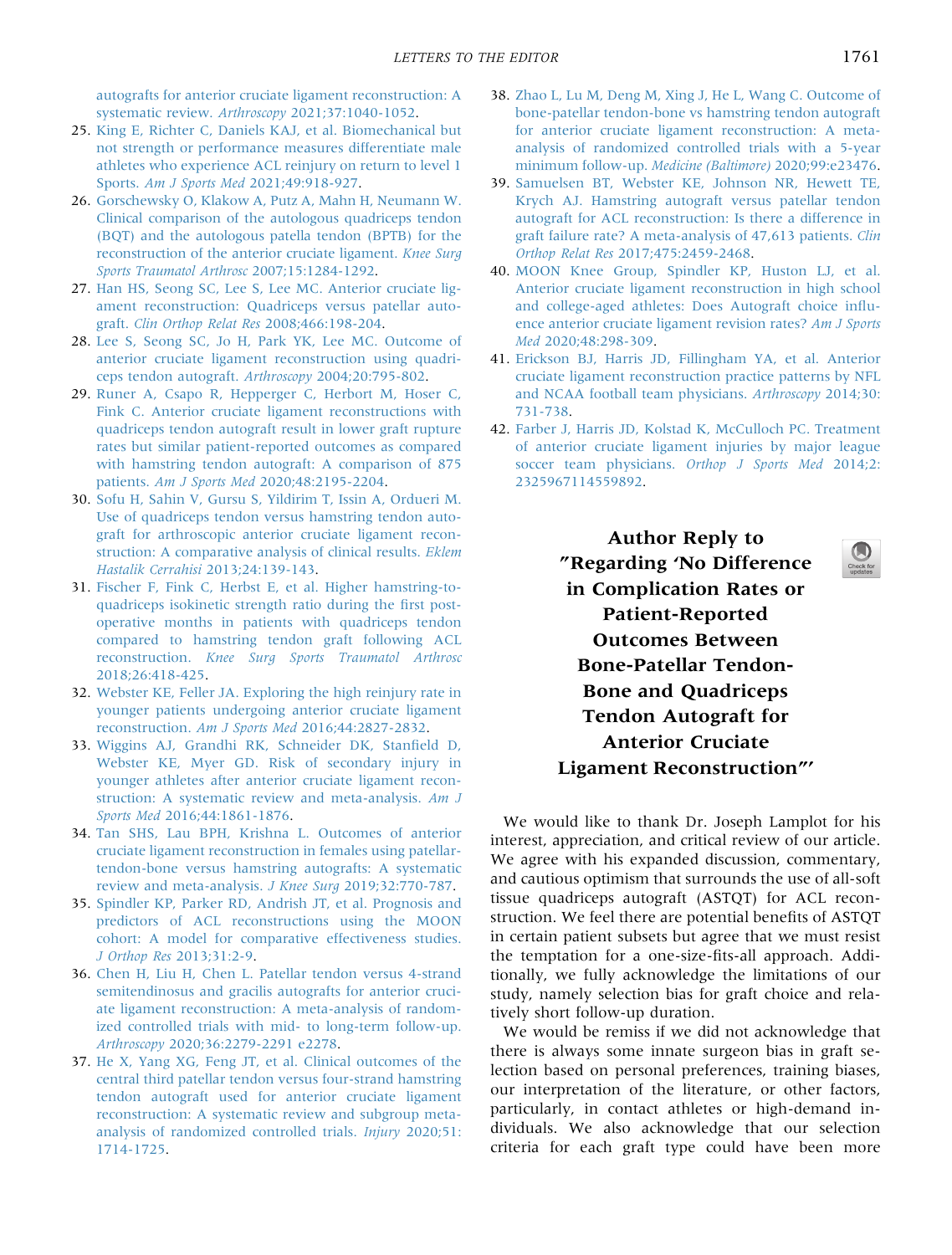autografts for anterior cruciate ligament reconstruction: A systematic review. *Arthroscopy* 2021;37:1040-1052.

25. King E, Richter C, Daniels KAJ, et al. Biomechanical but not strength or performance measures differentiate male athletes who experience ACL reinjury on return to level 1 Sports. *Am J Sports Med* 2021;49:918-927.
26. Gorschewsky O, Klakow A, Putz A, Mahn H, Neumann W. Clinical comparison of the autologous quadriceps tendon (BQT) and the autologous patella tendon (BPTB) for the reconstruction of the anterior cruciate ligament. *Knee Surg Sports Traumatol Arthrosc* 2007;15:1284-1292.
27. Han HS, Seong SC, Lee S, Lee MC. Anterior cruciate ligament reconstruction: Quadriceps versus patellar autograft. *Clin Orthop Relat Res* 2008;466:198-204.
28. Lee S, Seong SC, Jo H, Park YK, Lee MC. Outcome of anterior cruciate ligament reconstruction using quadriceps tendon autograft. *Arthroscopy* 2004;20:795-802.
29. Runer A, Csapo R, Hepperger C, Herbort M, Hoser C, Fink C. Anterior cruciate ligament reconstructions with quadriceps tendon autograft result in lower graft rupture rates but similar patient-reported outcomes as compared with hamstring tendon autograft: A comparison of 875 patients. *Am J Sports Med* 2020;48:2195-2204.
30. Sofu H, Sahin V, Gursu S, Yildirim T, Issin A, Ordueri M. Use of quadriceps tendon versus hamstring tendon autograft for arthroscopic anterior cruciate ligament reconstruction: A comparative analysis of clinical results. *Eklem Hastalik Cerrahisi* 2013;24:139-143.
31. Fischer F, Fink C, Herbst E, et al. Higher hamstring-to-quadriceps isokinetic strength ratio during the first post-operative months in patients with quadriceps tendon compared to hamstring tendon graft following ACL reconstruction. *Knee Surg Sports Traumatol Arthrosc* 2018;26:418-425.
32. Webster KE, Feller JA. Exploring the high reinjury rate in younger patients undergoing anterior cruciate ligament reconstruction. *Am J Sports Med* 2016;44:2827-2832.
33. Wiggins AJ, Grandhi RK, Schneider DK, Stanfield D, Webster KE, Myer GD. Risk of secondary injury in younger athletes after anterior cruciate ligament reconstruction: A systematic review and meta-analysis. *Am J Sports Med* 2016;44:1861-1876.
34. Tan SHS, Lau BPH, Krishna L. Outcomes of anterior cruciate ligament reconstruction in females using patellar-tendon-bone versus hamstring autografts: A systematic review and meta-analysis. *J Knee Surg* 2019;32:770-787.
35. Spindler KP, Parker RD, Andrish JT, et al. Prognosis and predictors of ACL reconstructions using the MOON cohort: A model for comparative effectiveness studies. *J Orthop Res* 2013;31:2-9.
36. Chen H, Liu H, Chen L. Patellar tendon versus 4-strand semitendinosus and gracilis autografts for anterior cruciate ligament reconstruction: A meta-analysis of randomized controlled trials with mid- to long-term follow-up. *Arthroscopy* 2020;36:2279-2291 e2278.
37. He X, Yang XG, Feng JT, et al. Clinical outcomes of the central third patellar tendon versus four-strand hamstring tendon autograft used for anterior cruciate ligament reconstruction: A systematic review and subgroup meta-analysis of randomized controlled trials. *Injury* 2020;51:1714-1725.
38. Zhao L, Lu M, Deng M, Xing J, He L, Wang C. Outcome of bone-patellar tendon-bone vs hamstring tendon autograft for anterior cruciate ligament reconstruction: A meta-analysis of randomized controlled trials with a 5-year minimum follow-up. *Medicine (Baltimore)* 2020;99:e23476.
39. Samuelsen BT, Webster KE, Johnson NR, Hewett TE, Krych AJ. Hamstring autograft versus patellar tendon autograft for ACL reconstruction: Is there a difference in graft failure rate? A meta-analysis of 47,613 patients. *Clin Orthop Relat Res* 2017;475:2459-2468.
40. MOON Knee Group, Spindler KP, Huston LJ, et al. Anterior cruciate ligament reconstruction in high school and college-aged athletes: Does Autograft choice influence anterior cruciate ligament revision rates? *Am J Sports Med* 2020;48:298-309.
41. Erickson BJ, Harris JD, Fillingham YA, et al. Anterior cruciate ligament reconstruction practice patterns by NFL and NCAA football team physicians. *Arthroscopy* 2014;30:731-738.
42. Farber J, Harris JD, Kolstad K, McCulloch PC. Treatment of anterior cruciate ligament injuries by major league soccer team physicians. *Orthop J Sports Med* 2014;2:2325967114559892.

# Author Reply to "Regarding 'No Difference in Complication Rates or Patient-Reported Outcomes Between Bone-Patellar Tendon-Bone and Quadriceps Tendon Autograft for Anterior Cruciate Ligament Reconstruction'"

We would like to thank Dr. Joseph Lamplot for his interest, appreciation, and critical review of our article. We agree with his expanded discussion, commentary, and cautious optimism that surrounds the use of all-soft tissue quadriceps autograft (ASTQT) for ACL reconstruction. We feel there are potential benefits of ASTQT in certain patient subsets but agree that we must resist the temptation for a one-size-fits-all approach. Additionally, we fully acknowledge the limitations of our study, namely selection bias for graft choice and relatively short follow-up duration.

We would be remiss if we did not acknowledge that there is always some innate surgeon bias in graft selection based on personal preferences, training biases, our interpretation of the literature, or other factors, particularly, in contact athletes or high-demand individuals. We also acknowledge that our selection criteria for each graft type could have been more